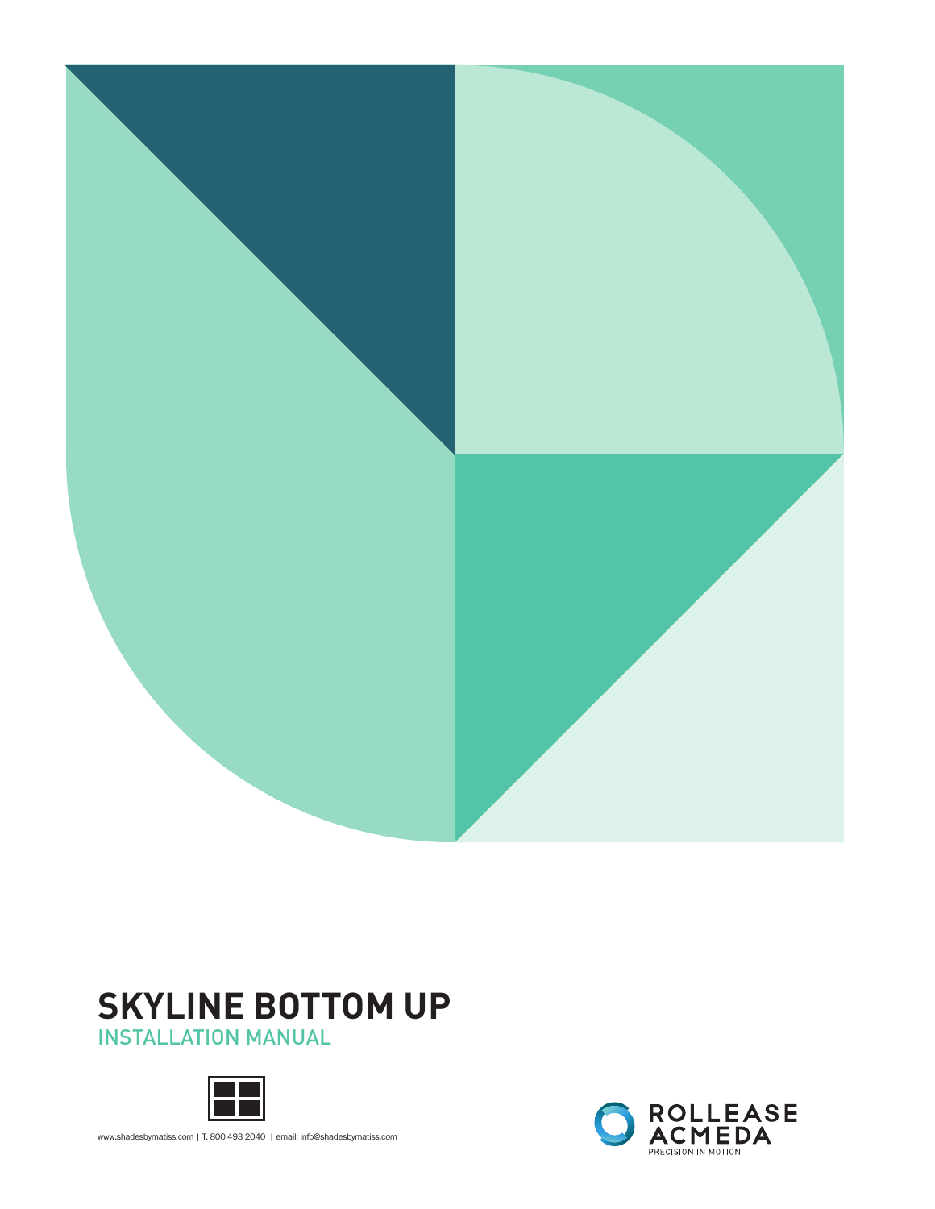# SKYLINE BOTTOM UP

## INSTALLATION MANUAL

www.shadesbymatiss.com | T. 800 493 2040 | email: info@shadesbymatiss.com

ROLLEASE ACMEDA
PRECISION IN MOTION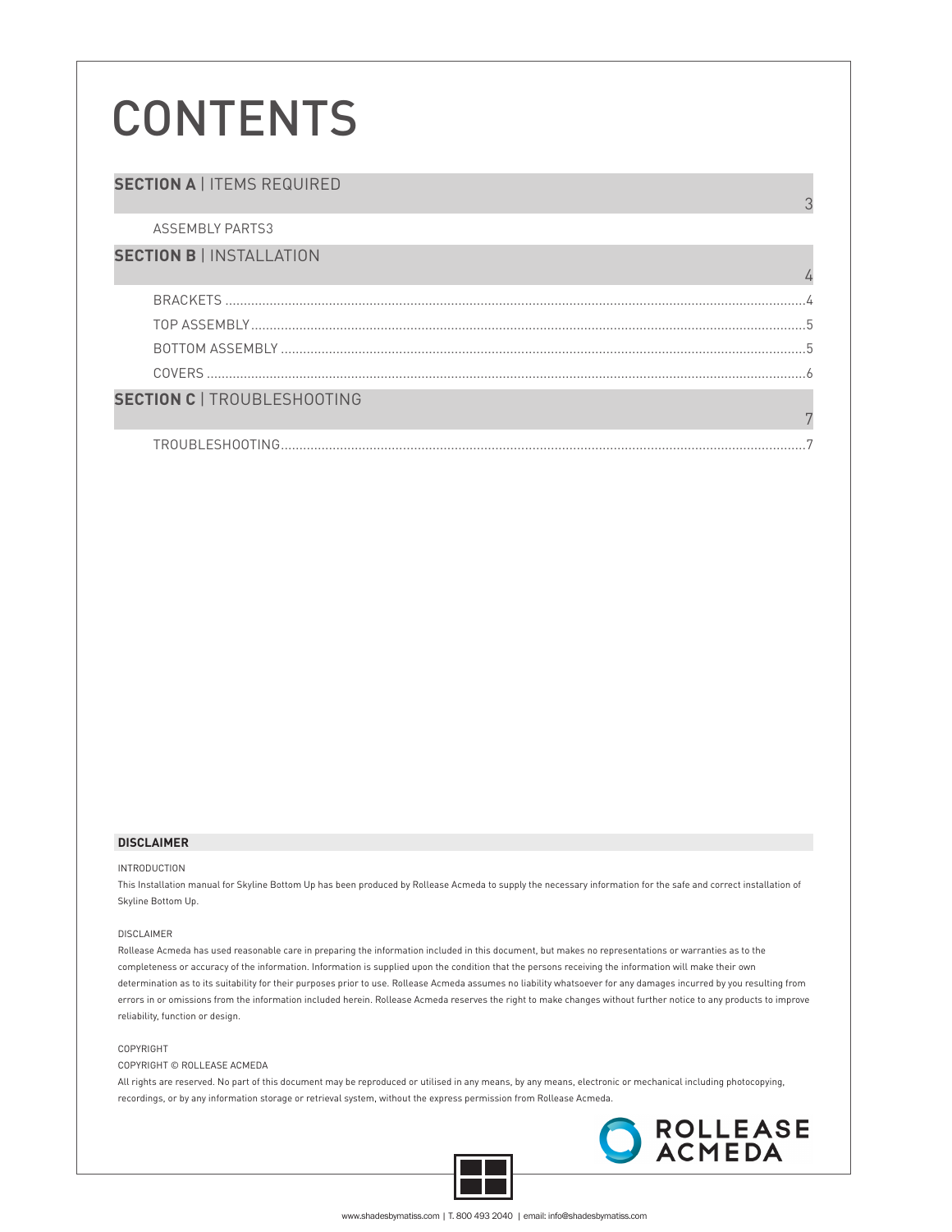# CONTENTS

## SECTION A | ITEMS REQUIRED 3

ASSEMBLY PARTS3

## SECTION B | INSTALLATION 4

BRACKETS ....4

TOP ASSEMBLY....5

BOTTOM ASSEMBLY ....5

COVERS ....6

## SECTION C | TROUBLESHOOTING 7

TROUBLESHOOTING....7

**DISCLAIMER**

INTRODUCTION

This Installation manual for Skyline Bottom Up has been produced by Rollease Acmeda to supply the necessary information for the safe and correct installation of Skyline Bottom Up.

DISCLAIMER

Rollease Acmeda has used reasonable care in preparing the information included in this document, but makes no representations or warranties as to the completeness or accuracy of the information. Information is supplied upon the condition that the persons receiving the information will make their own determination as to its suitability for their purposes prior to use. Rollease Acmeda assumes no liability whatsoever for any damages incurred by you resulting from errors in or omissions from the information included herein. Rollease Acmeda reserves the right to make changes without further notice to any products to improve reliability, function or design.

COPYRIGHT

COPYRIGHT © ROLLEASE ACMEDA

All rights are reserved. No part of this document may be reproduced or utilised in any means, by any means, electronic or mechanical including photocopying, recordings, or by any information storage or retrieval system, without the express permission from Rollease Acmeda.

ROLLEASE ACMEDA

www.shadesbymatiss.com | T. 800 493 2040 | email: info@shadesbymatiss.com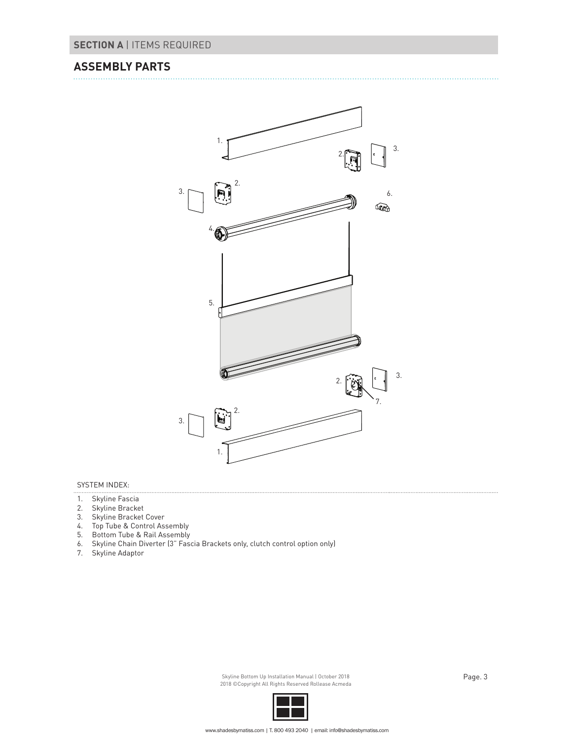## SECTION A | ITEMS REQUIRED

## ASSEMBLY PARTS

SYSTEM INDEX:

1. Skyline Fascia
2. Skyline Bracket
3. Skyline Bracket Cover
4. Top Tube & Control Assembly
5. Bottom Tube & Rail Assembly
6. Skyline Chain Diverter (3" Fascia Brackets only, clutch control option only)
7. Skyline Adaptor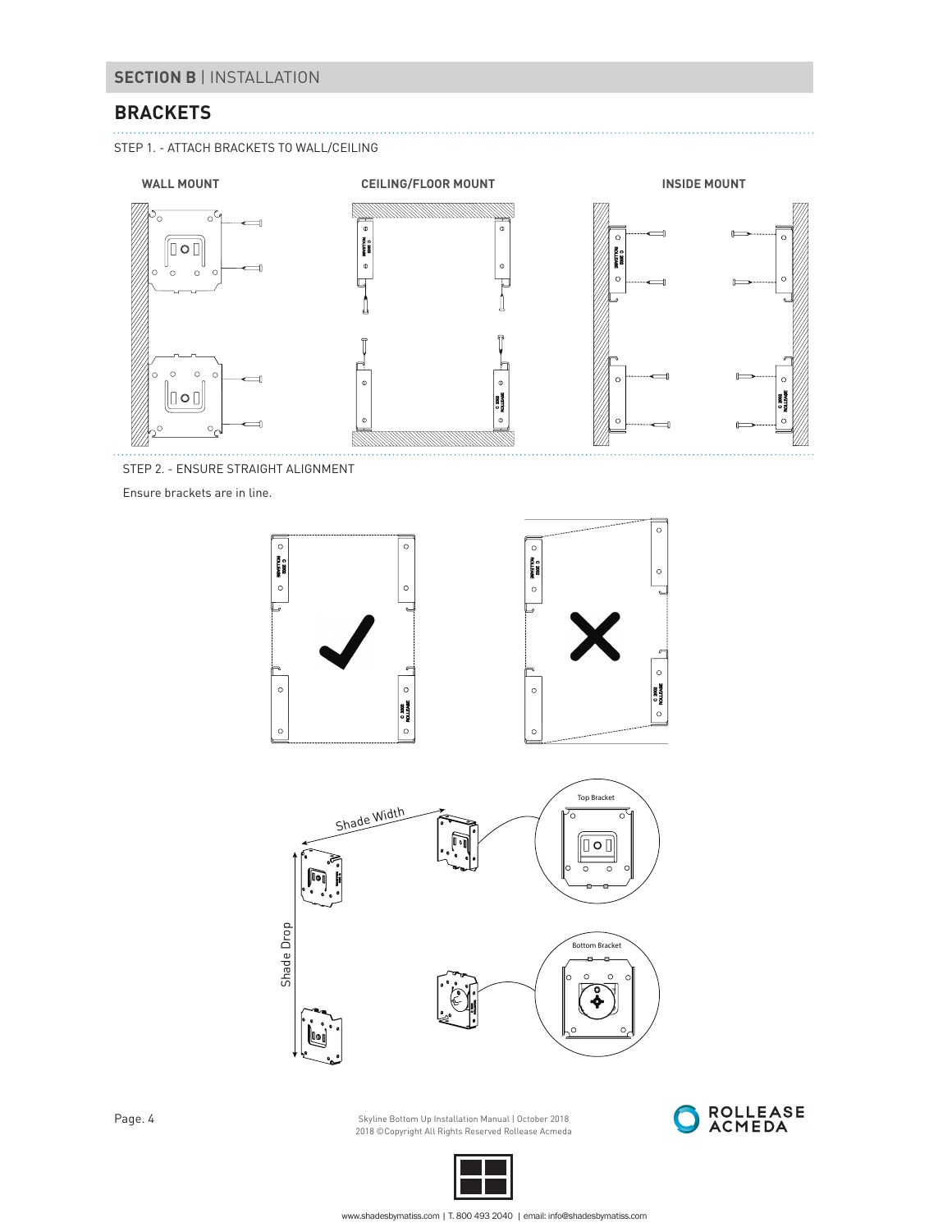## SECTION B | INSTALLATION

## BRACKETS

STEP 1. - ATTACH BRACKETS TO WALL/CEILING

**WALL MOUNT**

**CEILING/FLOOR MOUNT**

**INSIDE MOUNT**

STEP 2. - ENSURE STRAIGHT ALIGNMENT

Ensure brackets are in line.

Shade Width

Shade Drop

Top Bracket

Bottom Bracket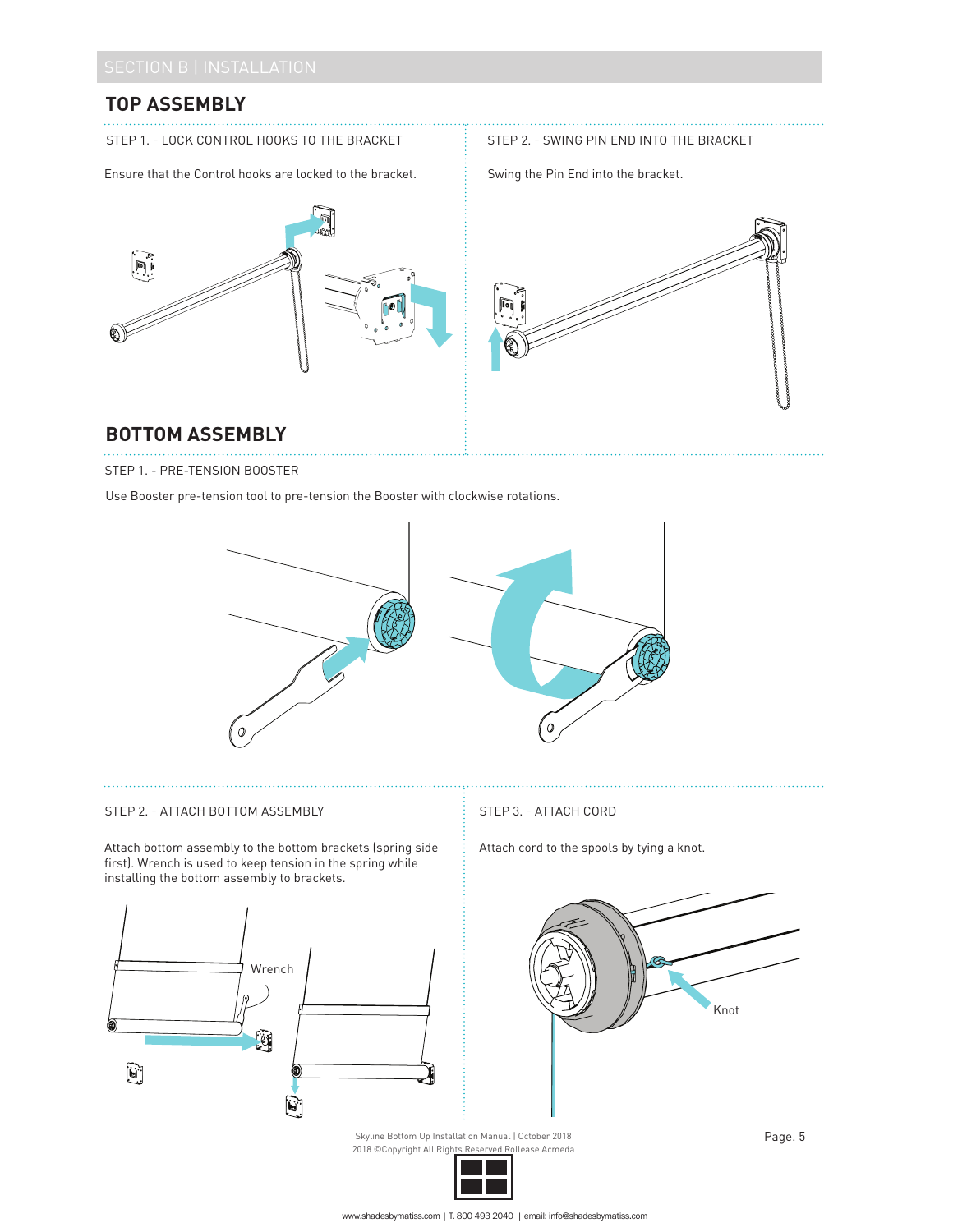SECTION B | INSTALLATION

## TOP ASSEMBLY

STEP 1. - LOCK CONTROL HOOKS TO THE BRACKET

Ensure that the Control hooks are locked to the bracket.

STEP 2. - SWING PIN END INTO THE BRACKET

Swing the Pin End into the bracket.

## BOTTOM ASSEMBLY

STEP 1. - PRE-TENSION BOOSTER

Use Booster pre-tension tool to pre-tension the Booster with clockwise rotations.

STEP 2. - ATTACH BOTTOM ASSEMBLY

Attach bottom assembly to the bottom brackets (spring side first). Wrench is used to keep tension in the spring while installing the bottom assembly to brackets.

Wrench

STEP 3. - ATTACH CORD

Attach cord to the spools by tying a knot.

Knot

Skyline Bottom Up Installation Manual | October 2018
2018 ©Copyright All Rights Reserved Rollease Acmeda

www.shadesbymatiss.com | T. 800 493 2040 | email: info@shadesbymatiss.com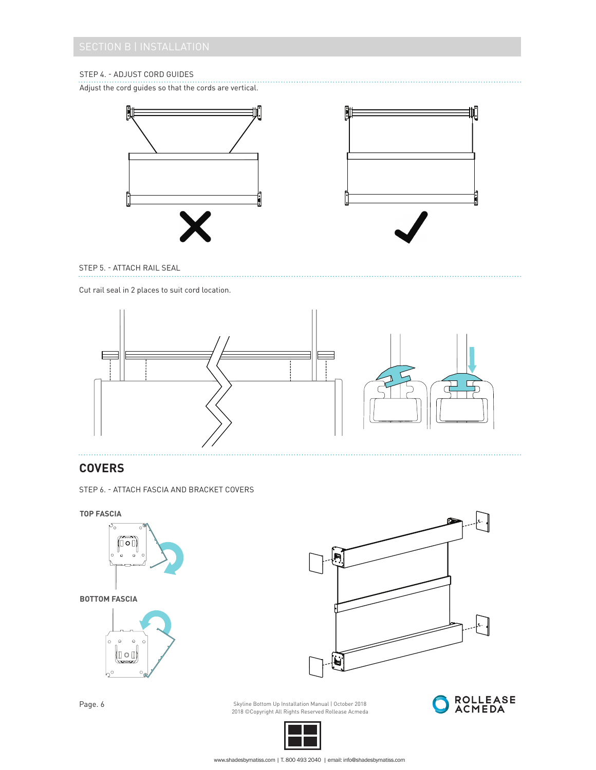## SECTION B | INSTALLATION

STEP 4. - ADJUST CORD GUIDES

Adjust the cord guides so that the cords are vertical.

STEP 5. - ATTACH RAIL SEAL

Cut rail seal in 2 places to suit cord location.

# COVERS

STEP 6. - ATTACH FASCIA AND BRACKET COVERS

**TOP FASCIA**

**BOTTOM FASCIA**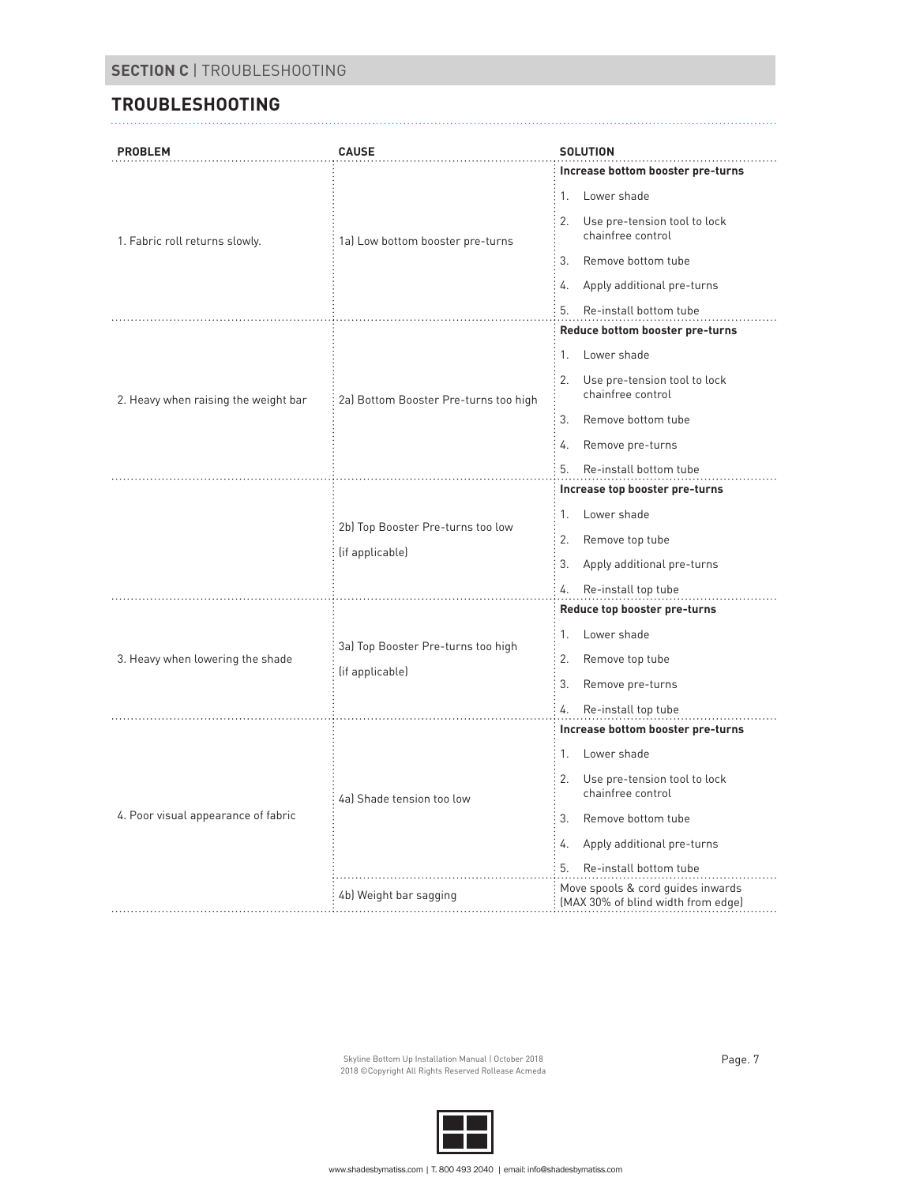## SECTION C | TROUBLESHOOTING

# TROUBLESHOOTING

| PROBLEM | CAUSE | SOLUTION |
|---|---|---|
| 1. Fabric roll returns slowly. | 1a) Low bottom booster pre-turns | **Increase bottom booster pre-turns**<br>1. Lower shade<br>2. Use pre-tension tool to lock chainfree control<br>3. Remove bottom tube<br>4. Apply additional pre-turns<br>5. Re-install bottom tube |
| 2. Heavy when raising the weight bar | 2a) Bottom Booster Pre-turns too high | **Reduce bottom booster pre-turns**<br>1. Lower shade<br>2. Use pre-tension tool to lock chainfree control<br>3. Remove bottom tube<br>4. Remove pre-turns<br>5. Re-install bottom tube |
| | 2b) Top Booster Pre-turns too low (if applicable) | **Increase top booster pre-turns**<br>1. Lower shade<br>2. Remove top tube<br>3. Apply additional pre-turns<br>4. Re-install top tube |
| 3. Heavy when lowering the shade | 3a) Top Booster Pre-turns too high (if applicable) | **Reduce top booster pre-turns**<br>1. Lower shade<br>2. Remove top tube<br>3. Remove pre-turns<br>4. Re-install top tube |
| 4. Poor visual appearance of fabric | 4a) Shade tension too low | **Increase bottom booster pre-turns**<br>1. Lower shade<br>2. Use pre-tension tool to lock chainfree control<br>3. Remove bottom tube<br>4. Apply additional pre-turns<br>5. Re-install bottom tube |
| | 4b) Weight bar sagging | Move spools & cord guides inwards (MAX 30% of blind width from edge) |

Skyline Bottom Up Installation Manual | October 2018
2018 ©Copyright All Rights Reserved Rollease Acmeda

www.shadesbymatiss.com | T. 800 493 2040 | email: info@shadesbymatiss.com